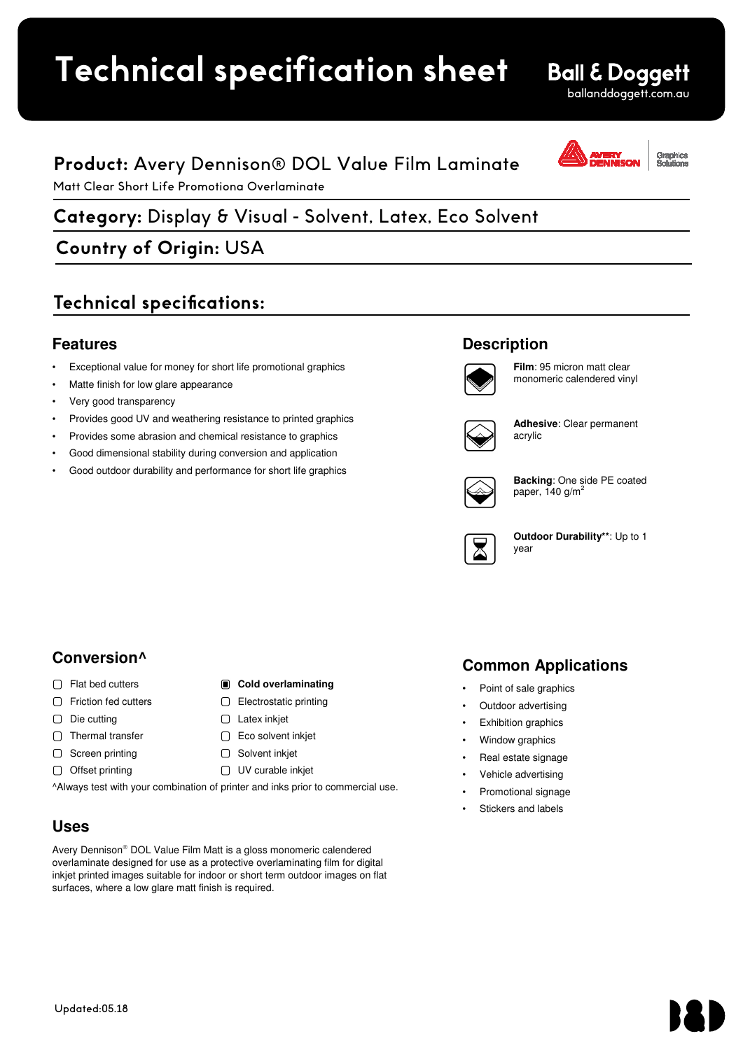# Technical specification sheet

**Ball & Doggett**
ballanddoggett.com.au

## **Product:** Avery Dennison® DOL Value Film Laminate

Matt Clear Short Life Promotiona Overlaminate

## **Category:** Display & Visual - Solvent, Latex, Eco Solvent

## **Country of Origin:** USA

## Technical specifications:

### Features

- Exceptional value for money for short life promotional graphics
- Matte finish for low glare appearance
- Very good transparency
- Provides good UV and weathering resistance to printed graphics
- Provides some abrasion and chemical resistance to graphics
- Good dimensional stability during conversion and application
- Good outdoor durability and performance for short life graphics

### Description

**Film**: 95 micron matt clear monomeric calendered vinyl

**Adhesive**: Clear permanent acrylic

**Backing**: One side PE coated paper, 140 g/m$^2$

**Outdoor Durability****: Up to 1 year

### Conversion^

- ☐ Flat bed cutters
- ☐ Friction fed cutters
- ☐ Die cutting
- ☐ Thermal transfer
- ☐ Screen printing
- ☐ Offset printing
- ☒ **Cold overlaminating**
- ☐ Electrostatic printing
- ☐ Latex inkjet
- ☐ Eco solvent inkjet
- ☐ Solvent inkjet
- ☐ UV curable inkjet

^Always test with your combination of printer and inks prior to commercial use.

### Common Applications

- Point of sale graphics
- Outdoor advertising
- Exhibition graphics
- Window graphics
- Real estate signage
- Vehicle advertising
- Promotional signage
- Stickers and labels

### Uses

Avery Dennison® DOL Value Film Matt is a gloss monomeric calendered overlaminate designed for use as a protective overlaminating film for digital inkjet printed images suitable for indoor or short term outdoor images on flat surfaces, where a low glare matt finish is required.

Updated:05.18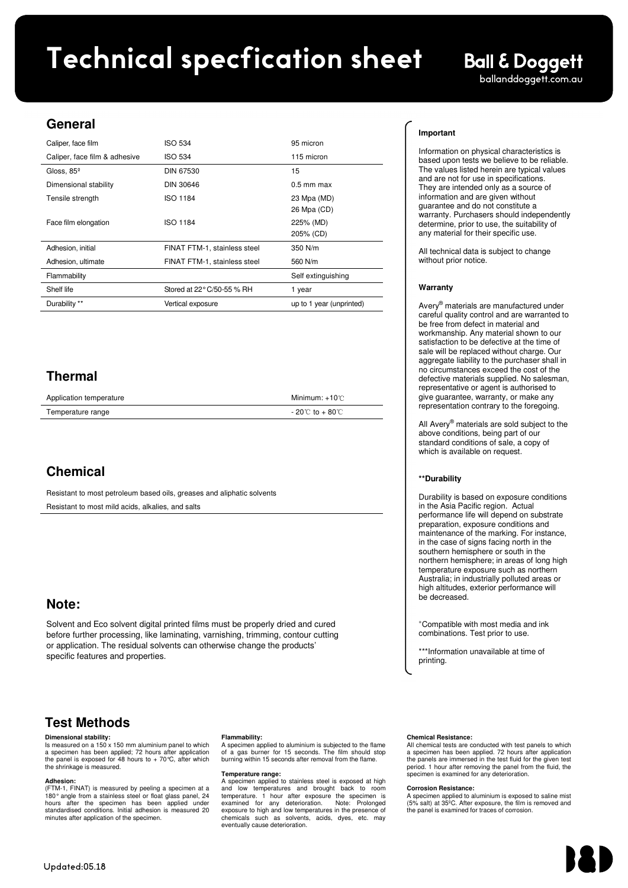# Technical specfication sheet

**Ball & Doggett**
balanddoggett.com.au

## General

| | | |
|---|---|---|
| Caliper, face film | ISO 534 | 95 micron |
| Caliper, face film & adhesive | ISO 534 | 115 micron |
| Gloss, 85º | DIN 67530 | 15 |
| Dimensional stability | DIN 30646 | 0.5 mm max |
| Tensile strength | ISO 1184 | 23 Mpa (MD)<br>26 Mpa (CD) |
| Face film elongation | ISO 1184 | 225% (MD)<br>205% (CD) |
| Adhesion, initial | FINAT FTM-1, stainless steel | 350 N/m |
| Adhesion, ultimate | FINAT FTM-1, stainless steel | 560 N/m |
| Flammability | | Self extinguishing |
| Shelf life | Stored at 22°C/50-55 % RH | 1 year |
| Durability ** | Vertical exposure | up to 1 year (unprinted) |

## Thermal

| | |
|---|---|
| Application temperature | Minimum: +10℃ |
| Temperature range | - 20℃ to + 80℃ |

## Chemical

Resistant to most petroleum based oils, greases and aliphatic solvents

Resistant to most mild acids, alkalies, and salts

## Note:

Solvent and Eco solvent digital printed films must be properly dried and cured before further processing, like laminating, varnishing, trimming, contour cutting or application. The residual solvents can otherwise change the products' specific features and properties.

**Important**

Information on physical characteristics is based upon tests we believe to be reliable. The values listed herein are typical values and are not for use in specifications. They are intended only as a source of information and are given without guarantee and do not constitute a warranty. Purchasers should independently determine, prior to use, the suitability of any material for their specific use.

All technical data is subject to change without prior notice.

**Warranty**

Avery® materials are manufactured under careful quality control and are warranted to be free from defect in material and workmanship. Any material shown to our satisfaction to be defective at the time of sale will be replaced without charge. Our aggregate liability to the purchaser shall in no circumstances exceed the cost of the defective materials supplied. No salesman, representative or agent is authorised to give guarantee, warranty, or make any representation contrary to the foregoing.

All Avery® materials are sold subject to the above conditions, being part of our standard conditions of sale, a copy of which is available on request.

**\*\*Durability**

Durability is based on exposure conditions in the Asia Pacific region. Actual performance life will depend on substrate preparation, exposure conditions and maintenance of the marking. For instance, in the case of signs facing north in the southern hemisphere or south in the northern hemisphere; in areas of long high temperature exposure such as northern Australia; in industrially polluted areas or high altitudes, exterior performance will be decreased.

+Compatible with most media and ink combinations. Test prior to use.

\*\*\*Information unavailable at time of printing.

## Test Methods

**Dimensional stability:**
Is measured on a 150 x 150 mm aluminium panel to which a specimen has been applied; 72 hours after application the panel is exposed for 48 hours to + 70°C, after which the shrinkage is measured.

**Adhesion:**
(FTM-1, FINAT) is measured by peeling a specimen at a 180° angle from a stainless steel or float glass panel, 24 hours after the specimen has been applied under standardised conditions. Initial adhesion is measured 20 minutes after application of the specimen.

**Flammability:**
A specimen applied to aluminium is subjected to the flame of a gas burner for 15 seconds. The film should stop burning within 15 seconds after removal from the flame.

**Temperature range:**
A specimen applied to stainless steel is exposed at high and low temperatures and brought back to room temperature. 1 hour after exposure the specimen is examined for any deterioration. Note: Prolonged exposure to high and low temperatures in the presence of chemicals such as solvents, acids, dyes, etc. may eventually cause deterioration.

**Chemical Resistance:**
All chemical tests are conducted with test panels to which a specimen has been applied. 72 hours after application the panels are immersed in the test fluid for the given test period. 1 hour after removing the panel from the fluid, the specimen is examined for any deterioration.

**Corrosion Resistance:**
A specimen applied to aluminium is exposed to saline mist (5% salt) at 35ºC. After exposure, the film is removed and the panel is examined for traces of corrosion.

Updated:05.18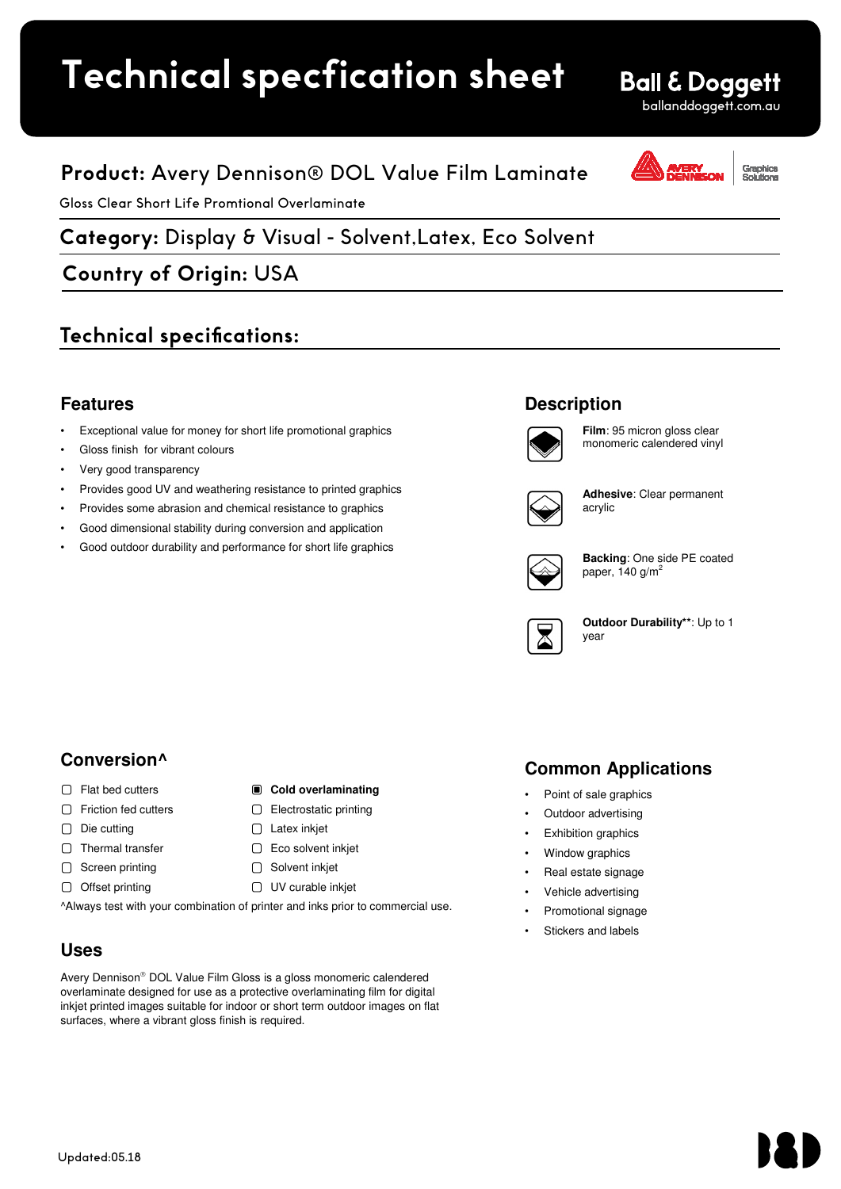# Technical specfication sheet

**Ball & Doggett**
balldoggett.com.au

## Product: Avery Dennison® DOL Value Film Laminate

Gloss Clear Short Life Promtional Overlaminate

## Category: Display & Visual - Solvent,Latex, Eco Solvent

## Country of Origin: USA

## Technical specifications:

### Features

- Exceptional value for money for short life promotional graphics
- Gloss finish for vibrant colours
- Very good transparency
- Provides good UV and weathering resistance to printed graphics
- Provides some abrasion and chemical resistance to graphics
- Good dimensional stability during conversion and application
- Good outdoor durability and performance for short life graphics

### Description

**Film**: 95 micron gloss clear monomeric calendered vinyl

**Adhesive**: Clear permanent acrylic

**Backing**: One side PE coated paper, 140 g/m$^2$

**Outdoor Durability****: Up to 1 year

### Conversion^

- ☐ Flat bed cutters
- ☐ Friction fed cutters
- ☐ Die cutting
- ☐ Thermal transfer
- ☐ Screen printing
- ☐ Offset printing
- ☑ **Cold overlaminating**
- ☐ Electrostatic printing
- ☐ Latex inkjet
- ☐ Eco solvent inkjet
- ☐ Solvent inkjet
- ☐ UV curable inkjet

^Always test with your combination of printer and inks prior to commercial use.

### Common Applications

- Point of sale graphics
- Outdoor advertising
- Exhibition graphics
- Window graphics
- Real estate signage
- Vehicle advertising
- Promotional signage
- Stickers and labels

### Uses

Avery Dennison® DOL Value Film Gloss is a gloss monomeric calendered overlaminate designed for use as a protective overlaminating film for digital inkjet printed images suitable for indoor or short term outdoor images on flat surfaces, where a vibrant gloss finish is required.

Updated:05.18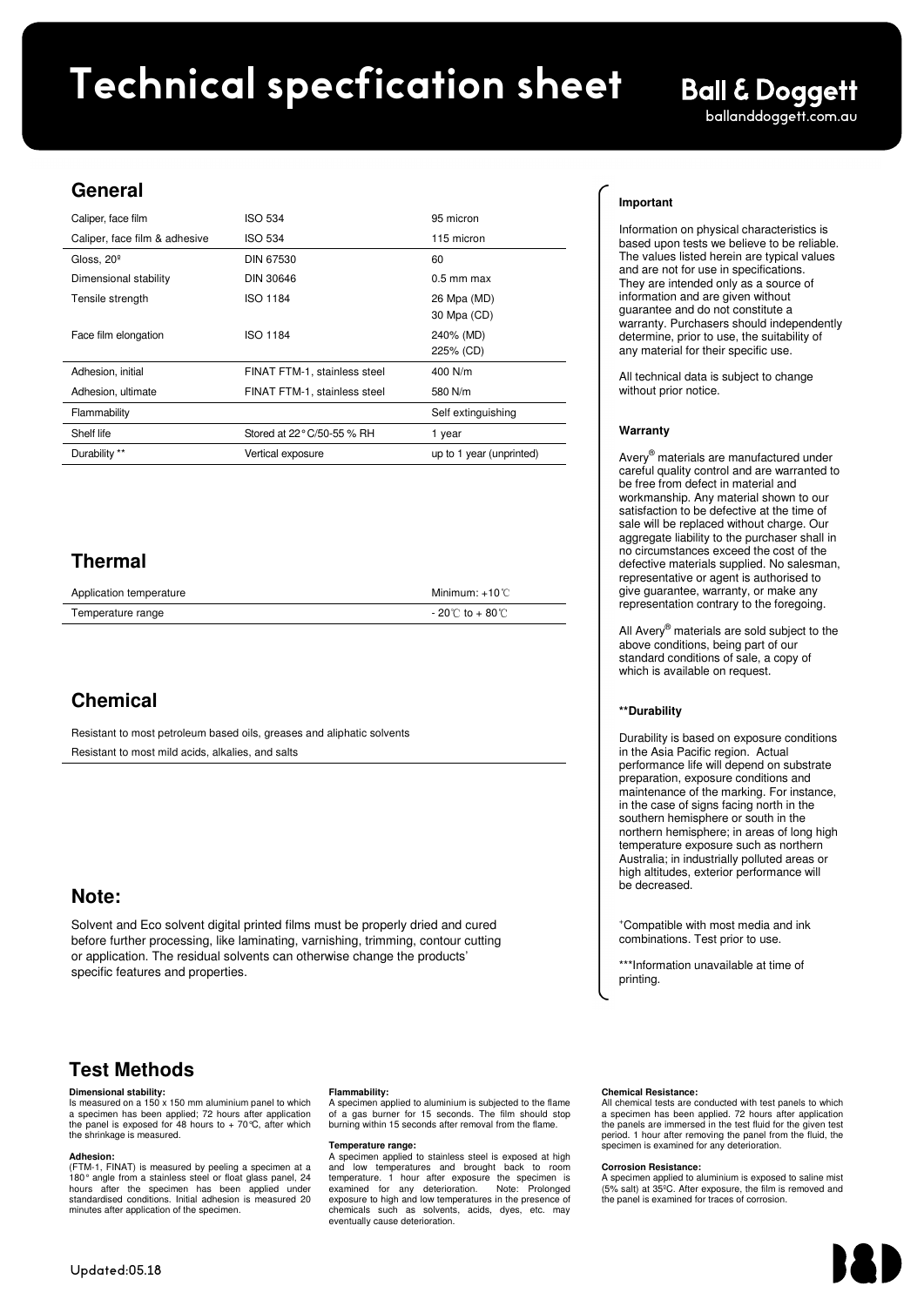# Technical specfication sheet

**Ball & Doggett**
ballanddoggett.com.au

## General

| | | |
|---|---|---|
| Caliper, face film | ISO 534 | 95 micron |
| Caliper, face film & adhesive | ISO 534 | 115 micron |
| Gloss, 20º | DIN 67530 | 60 |
| Dimensional stability | DIN 30646 | 0.5 mm max |
| Tensile strength | ISO 1184 | 26 Mpa (MD)<br>30 Mpa (CD) |
| Face film elongation | ISO 1184 | 240% (MD)<br>225% (CD) |
| Adhesion, initial | FINAT FTM-1, stainless steel | 400 N/m |
| Adhesion, ultimate | FINAT FTM-1, stainless steel | 580 N/m |
| Flammability | | Self extinguishing |
| Shelf life | Stored at 22°C/50-55 % RH | 1 year |
| Durability ** | Vertical exposure | up to 1 year (unprinted) |

## Thermal

| | |
|---|---|
| Application temperature | Minimum: +10℃ |
| Temperature range | - 20℃ to + 80℃ |

## Chemical

Resistant to most petroleum based oils, greases and aliphatic solvents

Resistant to most mild acids, alkalies, and salts

## Note:

Solvent and Eco solvent digital printed films must be properly dried and cured before further processing, like laminating, varnishing, trimming, contour cutting or application. The residual solvents can otherwise change the products' specific features and properties.

**Important**

Information on physical characteristics is based upon tests we believe to be reliable. The values listed herein are typical values and are not for use in specifications. They are intended only as a source of information and are given without guarantee and do not constitute a warranty. Purchasers should independently determine, prior to use, the suitability of any material for their specific use.

All technical data is subject to change without prior notice.

**Warranty**

Avery® materials are manufactured under careful quality control and are warranted to be free from defect in material and workmanship. Any material shown to our satisfaction to be defective at the time of sale will be replaced without charge. Our aggregate liability to the purchaser shall in no circumstances exceed the cost of the defective materials supplied. No salesman, representative or agent is authorised to give guarantee, warranty, or make any representation contrary to the foregoing.

All Avery® materials are sold subject to the above conditions, being part of our standard conditions of sale, a copy of which is available on request.

**\*\*Durability**

Durability is based on exposure conditions in the Asia Pacific region. Actual performance life will depend on substrate preparation, exposure conditions and maintenance of the marking. For instance, in the case of signs facing north in the southern hemisphere or south in the northern hemisphere; in areas of long high temperature exposure such as northern Australia; in industrially polluted areas or high altitudes, exterior performance will be decreased.

+Compatible with most media and ink combinations. Test prior to use.

\*\*\*Information unavailable at time of printing.

## Test Methods

**Dimensional stability:**
Is measured on a 150 x 150 mm aluminium panel to which a specimen has been applied; 72 hours after application the panel is exposed for 48 hours to + 70°C, after which the shrinkage is measured.

**Adhesion:**
(FTM-1, FINAT) is measured by peeling a specimen at a 180° angle from a stainless steel or float glass panel, 24 hours after the specimen has been applied under standardised conditions. Initial adhesion is measured 20 minutes after application of the specimen.

**Flammability:**
A specimen applied to aluminium is subjected to the flame of a gas burner for 15 seconds. The film should stop burning within 15 seconds after removal from the flame.

**Temperature range:**
A specimen applied to stainless steel is exposed at high and low temperatures and brought back to room temperature. 1 hour after exposure the specimen is examined for any deterioration. Note: Prolonged exposure to high and low temperatures in the presence of chemicals such as solvents, acids, dyes, etc. may eventually cause deterioration.

**Chemical Resistance:**
All chemical tests are conducted with test panels to which a specimen has been applied. 72 hours after application the panels are immersed in the test fluid for the given test period. 1 hour after removing the panel from the fluid, the specimen is examined for any deterioration.

**Corrosion Resistance:**
A specimen applied to aluminium is exposed to saline mist (5% salt) at 35ºC. After exposure, the film is removed and the panel is examined for traces of corrosion.

Updated:05.18